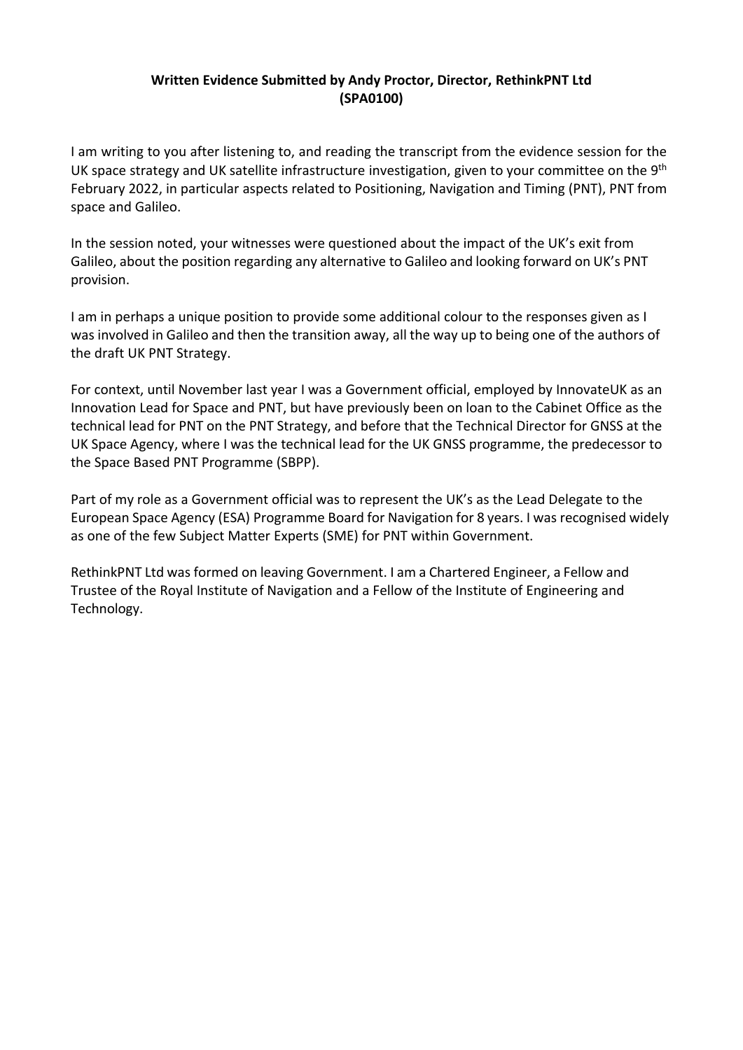**Written Evidence Submitted by Andy Proctor, Director, RethinkPNT Ltd (SPA0100)**

I am writing to you after listening to, and reading the transcript from the evidence session for the UK space strategy and UK satellite infrastructure investigation, given to your committee on the 9th February 2022, in particular aspects related to Positioning, Navigation and Timing (PNT), PNT from space and Galileo.

In the session noted, your witnesses were questioned about the impact of the UK's exit from Galileo, about the position regarding any alternative to Galileo and looking forward on UK's PNT provision.

I am in perhaps a unique position to provide some additional colour to the responses given as I was involved in Galileo and then the transition away, all the way up to being one of the authors of the draft UK PNT Strategy.

For context, until November last year I was a Government official, employed by InnovateUK as an Innovation Lead for Space and PNT, but have previously been on loan to the Cabinet Office as the technical lead for PNT on the PNT Strategy, and before that the Technical Director for GNSS at the UK Space Agency, where I was the technical lead for the UK GNSS programme, the predecessor to the Space Based PNT Programme (SBPP).

Part of my role as a Government official was to represent the UK's as the Lead Delegate to the European Space Agency (ESA) Programme Board for Navigation for 8 years. I was recognised widely as one of the few Subject Matter Experts (SME) for PNT within Government.

RethinkPNT Ltd was formed on leaving Government. I am a Chartered Engineer, a Fellow and Trustee of the Royal Institute of Navigation and a Fellow of the Institute of Engineering and Technology.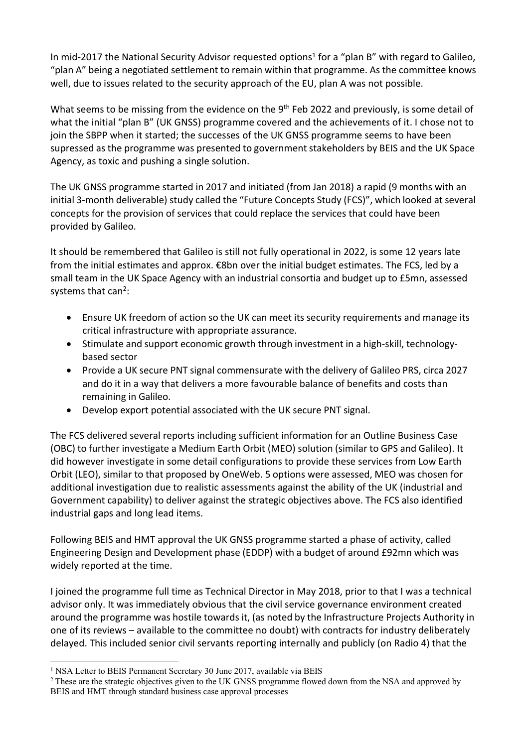In mid-2017 the National Security Advisor requested options[1] for a "plan B" with regard to Galileo, "plan A" being a negotiated settlement to remain within that programme. As the committee knows well, due to issues related to the security approach of the EU, plan A was not possible.

What seems to be missing from the evidence on the 9th Feb 2022 and previously, is some detail of what the initial "plan B" (UK GNSS) programme covered and the achievements of it. I chose not to join the SBPP when it started; the successes of the UK GNSS programme seems to have been supressed as the programme was presented to government stakeholders by BEIS and the UK Space Agency, as toxic and pushing a single solution.

The UK GNSS programme started in 2017 and initiated (from Jan 2018) a rapid (9 months with an initial 3-month deliverable) study called the "Future Concepts Study (FCS)", which looked at several concepts for the provision of services that could replace the services that could have been provided by Galileo.

It should be remembered that Galileo is still not fully operational in 2022, is some 12 years late from the initial estimates and approx. €8bn over the initial budget estimates. The FCS, led by a small team in the UK Space Agency with an industrial consortia and budget up to £5mn, assessed systems that can[2]:

- Ensure UK freedom of action so the UK can meet its security requirements and manage its critical infrastructure with appropriate assurance.
- Stimulate and support economic growth through investment in a high-skill, technology-based sector
- Provide a UK secure PNT signal commensurate with the delivery of Galileo PRS, circa 2027 and do it in a way that delivers a more favourable balance of benefits and costs than remaining in Galileo.
- Develop export potential associated with the UK secure PNT signal.

The FCS delivered several reports including sufficient information for an Outline Business Case (OBC) to further investigate a Medium Earth Orbit (MEO) solution (similar to GPS and Galileo). It did however investigate in some detail configurations to provide these services from Low Earth Orbit (LEO), similar to that proposed by OneWeb. 5 options were assessed, MEO was chosen for additional investigation due to realistic assessments against the ability of the UK (industrial and Government capability) to deliver against the strategic objectives above. The FCS also identified industrial gaps and long lead items.

Following BEIS and HMT approval the UK GNSS programme started a phase of activity, called Engineering Design and Development phase (EDDP) with a budget of around £92mn which was widely reported at the time.

I joined the programme full time as Technical Director in May 2018, prior to that I was a technical advisor only. It was immediately obvious that the civil service governance environment created around the programme was hostile towards it, (as noted by the Infrastructure Projects Authority in one of its reviews – available to the committee no doubt) with contracts for industry deliberately delayed. This included senior civil servants reporting internally and publicly (on Radio 4) that the

[1] NSA Letter to BEIS Permanent Secretary 30 June 2017, available via BEIS

[2] These are the strategic objectives given to the UK GNSS programme flowed down from the NSA and approved by BEIS and HMT through standard business case approval processes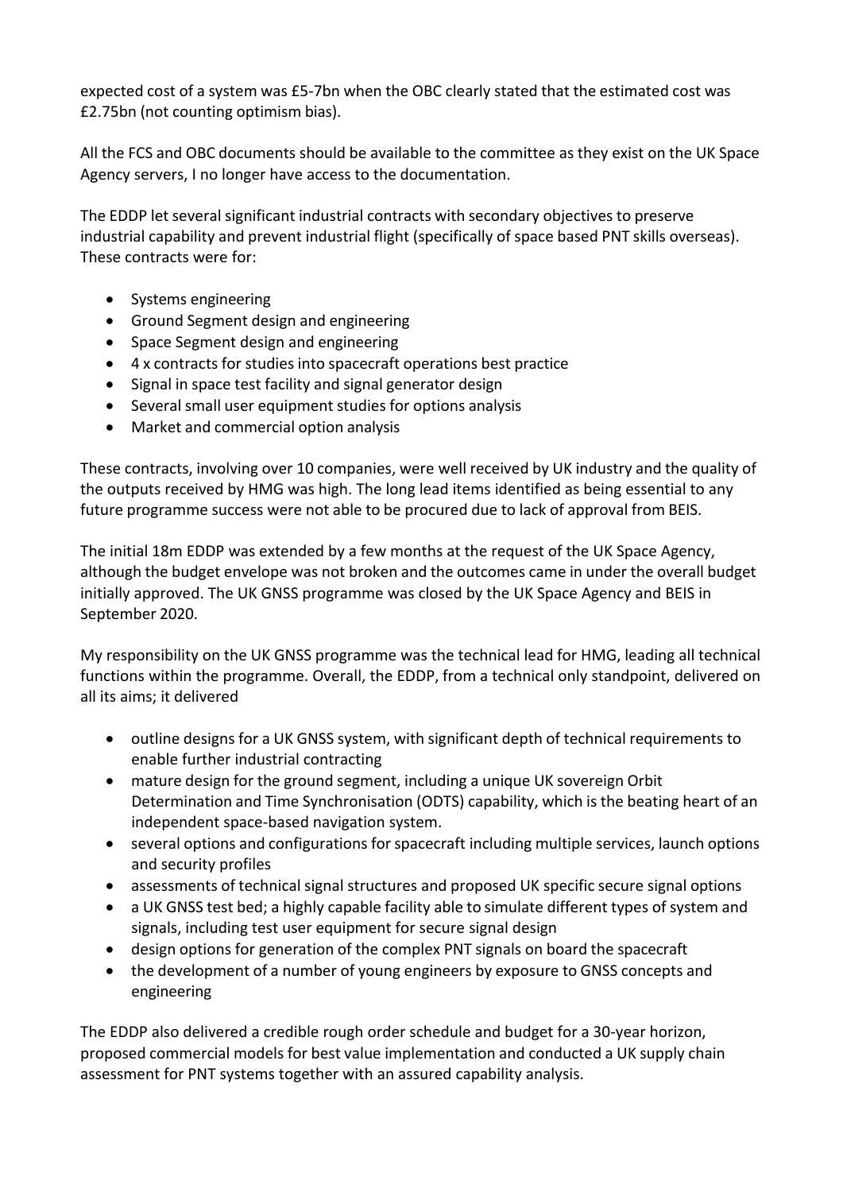expected cost of a system was £5-7bn when the OBC clearly stated that the estimated cost was £2.75bn (not counting optimism bias).

All the FCS and OBC documents should be available to the committee as they exist on the UK Space Agency servers, I no longer have access to the documentation.

The EDDP let several significant industrial contracts with secondary objectives to preserve industrial capability and prevent industrial flight (specifically of space based PNT skills overseas). These contracts were for:

- Systems engineering
- Ground Segment design and engineering
- Space Segment design and engineering
- 4 x contracts for studies into spacecraft operations best practice
- Signal in space test facility and signal generator design
- Several small user equipment studies for options analysis
- Market and commercial option analysis

These contracts, involving over 10 companies, were well received by UK industry and the quality of the outputs received by HMG was high. The long lead items identified as being essential to any future programme success were not able to be procured due to lack of approval from BEIS.

The initial 18m EDDP was extended by a few months at the request of the UK Space Agency, although the budget envelope was not broken and the outcomes came in under the overall budget initially approved. The UK GNSS programme was closed by the UK Space Agency and BEIS in September 2020.

My responsibility on the UK GNSS programme was the technical lead for HMG, leading all technical functions within the programme. Overall, the EDDP, from a technical only standpoint, delivered on all its aims; it delivered

- outline designs for a UK GNSS system, with significant depth of technical requirements to enable further industrial contracting
- mature design for the ground segment, including a unique UK sovereign Orbit Determination and Time Synchronisation (ODTS) capability, which is the beating heart of an independent space-based navigation system.
- several options and configurations for spacecraft including multiple services, launch options and security profiles
- assessments of technical signal structures and proposed UK specific secure signal options
- a UK GNSS test bed; a highly capable facility able to simulate different types of system and signals, including test user equipment for secure signal design
- design options for generation of the complex PNT signals on board the spacecraft
- the development of a number of young engineers by exposure to GNSS concepts and engineering

The EDDP also delivered a credible rough order schedule and budget for a 30-year horizon, proposed commercial models for best value implementation and conducted a UK supply chain assessment for PNT systems together with an assured capability analysis.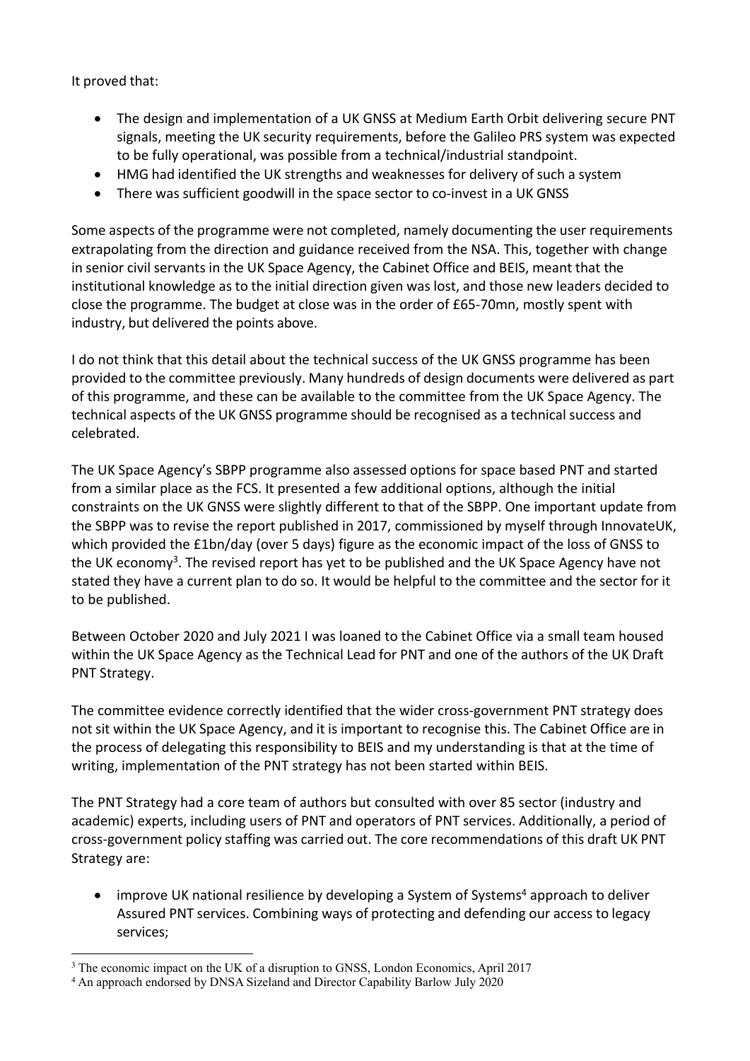It proved that:

- The design and implementation of a UK GNSS at Medium Earth Orbit delivering secure PNT signals, meeting the UK security requirements, before the Galileo PRS system was expected to be fully operational, was possible from a technical/industrial standpoint.
- HMG had identified the UK strengths and weaknesses for delivery of such a system
- There was sufficient goodwill in the space sector to co-invest in a UK GNSS

Some aspects of the programme were not completed, namely documenting the user requirements extrapolating from the direction and guidance received from the NSA. This, together with change in senior civil servants in the UK Space Agency, the Cabinet Office and BEIS, meant that the institutional knowledge as to the initial direction given was lost, and those new leaders decided to close the programme. The budget at close was in the order of £65-70mn, mostly spent with industry, but delivered the points above.

I do not think that this detail about the technical success of the UK GNSS programme has been provided to the committee previously. Many hundreds of design documents were delivered as part of this programme, and these can be available to the committee from the UK Space Agency. The technical aspects of the UK GNSS programme should be recognised as a technical success and celebrated.

The UK Space Agency's SBPP programme also assessed options for space based PNT and started from a similar place as the FCS. It presented a few additional options, although the initial constraints on the UK GNSS were slightly different to that of the SBPP. One important update from the SBPP was to revise the report published in 2017, commissioned by myself through InnovateUK, which provided the £1bn/day (over 5 days) figure as the economic impact of the loss of GNSS to the UK economy[3]. The revised report has yet to be published and the UK Space Agency have not stated they have a current plan to do so. It would be helpful to the committee and the sector for it to be published.

Between October 2020 and July 2021 I was loaned to the Cabinet Office via a small team housed within the UK Space Agency as the Technical Lead for PNT and one of the authors of the UK Draft PNT Strategy.

The committee evidence correctly identified that the wider cross-government PNT strategy does not sit within the UK Space Agency, and it is important to recognise this. The Cabinet Office are in the process of delegating this responsibility to BEIS and my understanding is that at the time of writing, implementation of the PNT strategy has not been started within BEIS.

The PNT Strategy had a core team of authors but consulted with over 85 sector (industry and academic) experts, including users of PNT and operators of PNT services. Additionally, a period of cross-government policy staffing was carried out. The core recommendations of this draft UK PNT Strategy are:

- improve UK national resilience by developing a System of Systems[4] approach to deliver Assured PNT services. Combining ways of protecting and defending our access to legacy services;

[3] The economic impact on the UK of a disruption to GNSS, London Economics, April 2017

[4] An approach endorsed by DNSA Sizeland and Director Capability Barlow July 2020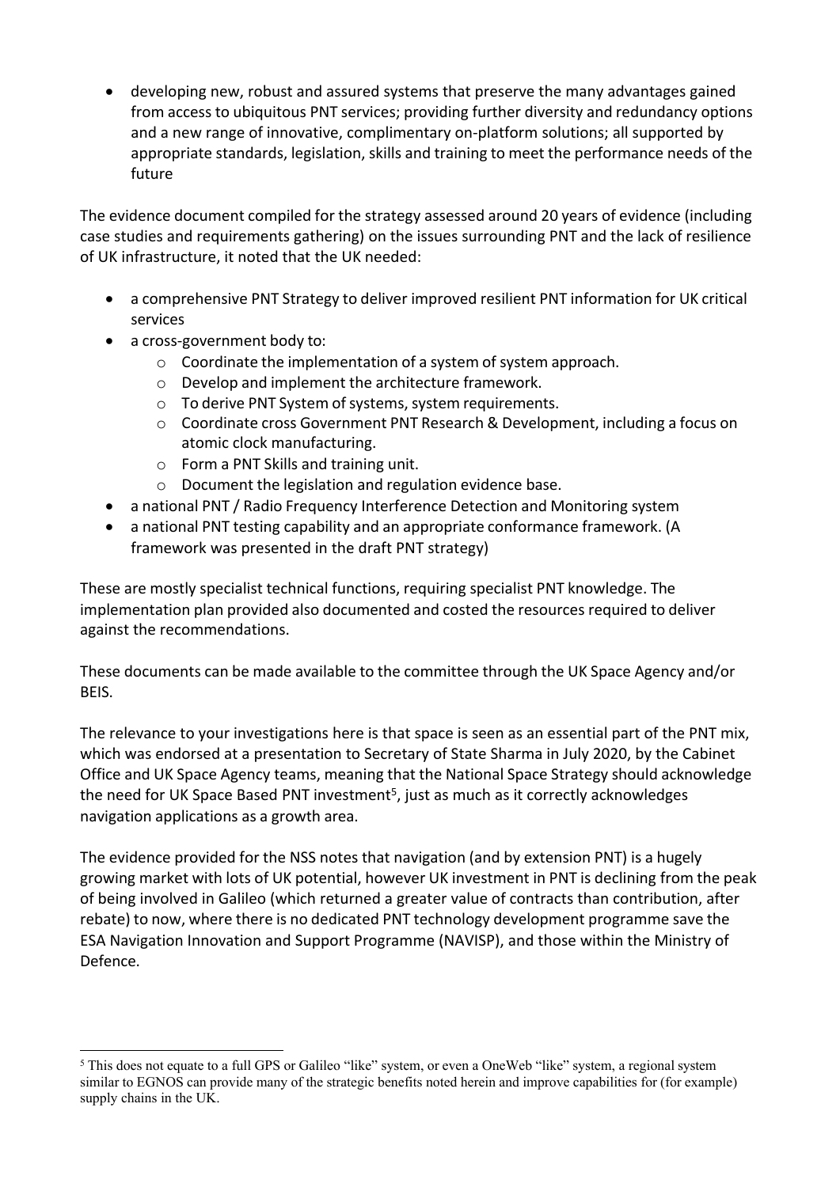- developing new, robust and assured systems that preserve the many advantages gained from access to ubiquitous PNT services; providing further diversity and redundancy options and a new range of innovative, complimentary on-platform solutions; all supported by appropriate standards, legislation, skills and training to meet the performance needs of the future

The evidence document compiled for the strategy assessed around 20 years of evidence (including case studies and requirements gathering) on the issues surrounding PNT and the lack of resilience of UK infrastructure, it noted that the UK needed:

- a comprehensive PNT Strategy to deliver improved resilient PNT information for UK critical services
- a cross-government body to:
  - Coordinate the implementation of a system of system approach.
  - Develop and implement the architecture framework.
  - To derive PNT System of systems, system requirements.
  - Coordinate cross Government PNT Research & Development, including a focus on atomic clock manufacturing.
  - Form a PNT Skills and training unit.
  - Document the legislation and regulation evidence base.
- a national PNT / Radio Frequency Interference Detection and Monitoring system
- a national PNT testing capability and an appropriate conformance framework. (A framework was presented in the draft PNT strategy)

These are mostly specialist technical functions, requiring specialist PNT knowledge. The implementation plan provided also documented and costed the resources required to deliver against the recommendations.

These documents can be made available to the committee through the UK Space Agency and/or BEIS.

The relevance to your investigations here is that space is seen as an essential part of the PNT mix, which was endorsed at a presentation to Secretary of State Sharma in July 2020, by the Cabinet Office and UK Space Agency teams, meaning that the National Space Strategy should acknowledge the need for UK Space Based PNT investment[5], just as much as it correctly acknowledges navigation applications as a growth area.

The evidence provided for the NSS notes that navigation (and by extension PNT) is a hugely growing market with lots of UK potential, however UK investment in PNT is declining from the peak of being involved in Galileo (which returned a greater value of contracts than contribution, after rebate) to now, where there is no dedicated PNT technology development programme save the ESA Navigation Innovation and Support Programme (NAVISP), and those within the Ministry of Defence.

[5] This does not equate to a full GPS or Galileo "like" system, or even a OneWeb "like" system, a regional system similar to EGNOS can provide many of the strategic benefits noted herein and improve capabilities for (for example) supply chains in the UK.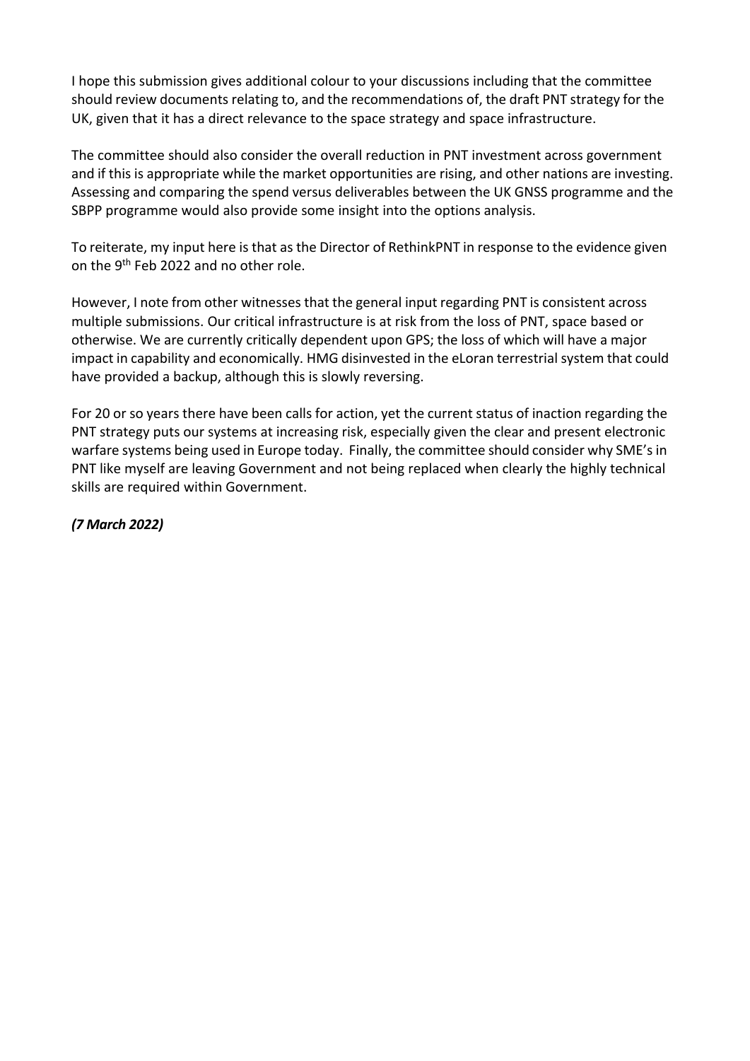I hope this submission gives additional colour to your discussions including that the committee should review documents relating to, and the recommendations of, the draft PNT strategy for the UK, given that it has a direct relevance to the space strategy and space infrastructure.

The committee should also consider the overall reduction in PNT investment across government and if this is appropriate while the market opportunities are rising, and other nations are investing. Assessing and comparing the spend versus deliverables between the UK GNSS programme and the SBPP programme would also provide some insight into the options analysis.

To reiterate, my input here is that as the Director of RethinkPNT in response to the evidence given on the 9th Feb 2022 and no other role.

However, I note from other witnesses that the general input regarding PNT is consistent across multiple submissions. Our critical infrastructure is at risk from the loss of PNT, space based or otherwise. We are currently critically dependent upon GPS; the loss of which will have a major impact in capability and economically. HMG disinvested in the eLoran terrestrial system that could have provided a backup, although this is slowly reversing.

For 20 or so years there have been calls for action, yet the current status of inaction regarding the PNT strategy puts our systems at increasing risk, especially given the clear and present electronic warfare systems being used in Europe today. Finally, the committee should consider why SME's in PNT like myself are leaving Government and not being replaced when clearly the highly technical skills are required within Government.

***(7 March 2022)***